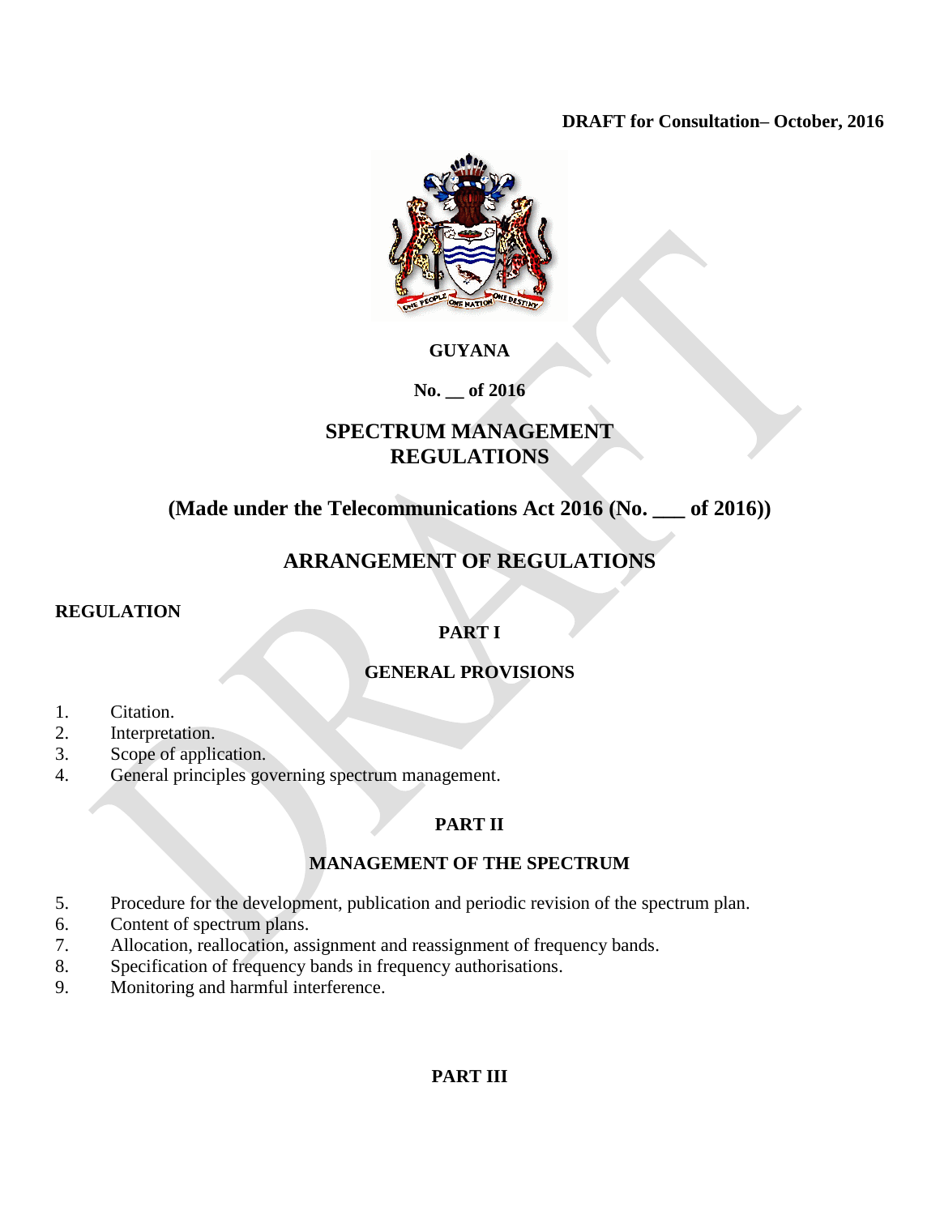**DRAFT for Consultation– October, 2016**

**GUYANA**

**No. __ of 2016**

# SPECTRUM MANAGEMENT REGULATIONS

## (Made under the Telecommunications Act 2016 (No. ___ of 2016))

## ARRANGEMENT OF REGULATIONS

**REGULATION**

### PART I

### GENERAL PROVISIONS

1. Citation.
2. Interpretation.
3. Scope of application.
4. General principles governing spectrum management.

### PART II

### MANAGEMENT OF THE SPECTRUM

5. Procedure for the development, publication and periodic revision of the spectrum plan.
6. Content of spectrum plans.
7. Allocation, reallocation, assignment and reassignment of frequency bands.
8. Specification of frequency bands in frequency authorisations.
9. Monitoring and harmful interference.

### PART III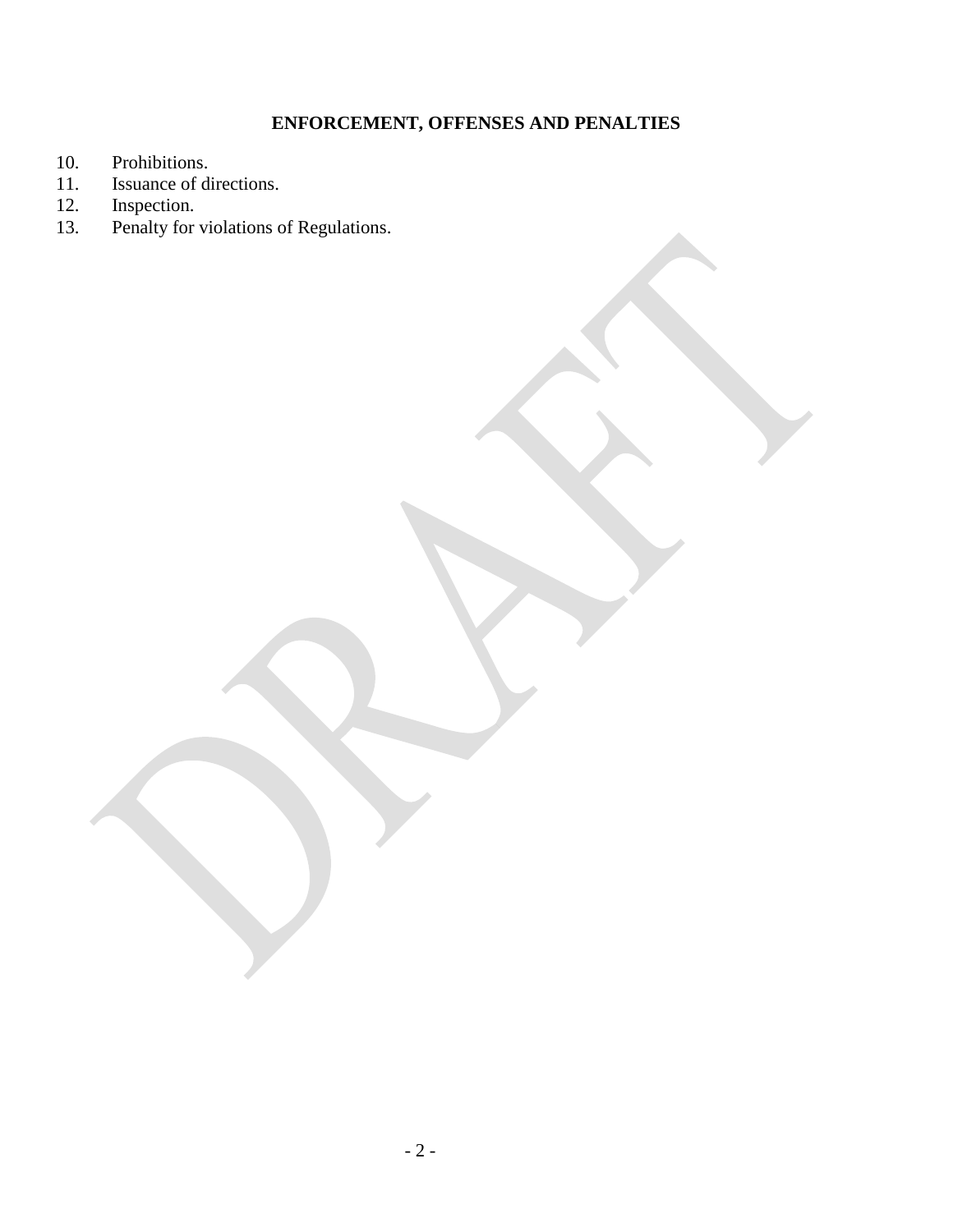**ENFORCEMENT, OFFENSES AND PENALTIES**

10. Prohibitions.
11. Issuance of directions.
12. Inspection.
13. Penalty for violations of Regulations.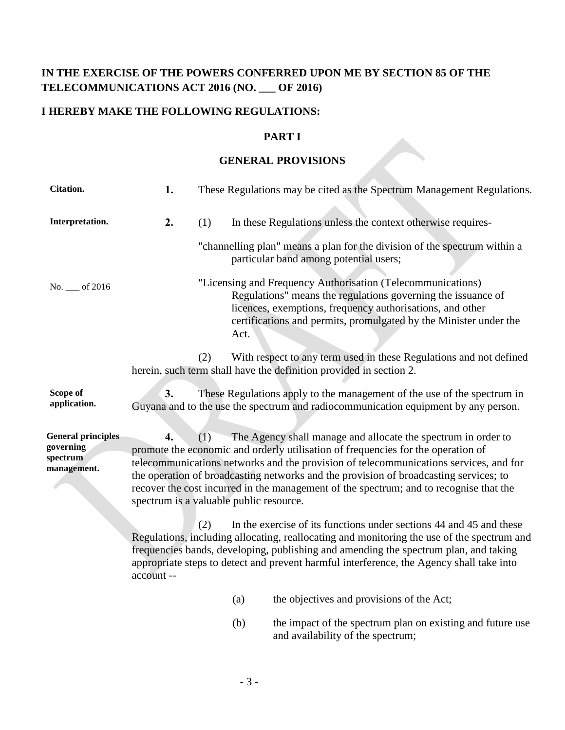**IN THE EXERCISE OF THE POWERS CONFERRED UPON ME BY SECTION 85 OF THE TELECOMMUNICATIONS ACT 2016 (NO. ___ OF 2016)**

**I HEREBY MAKE THE FOLLOWING REGULATIONS:**

## PART I

## GENERAL PROVISIONS

**Citation.**

**1.** These Regulations may be cited as the Spectrum Management Regulations.

**Interpretation.**

**2.** (1) In these Regulations unless the context otherwise requires-

"channelling plan" means a plan for the division of the spectrum within a particular band among potential users;

No. ___ of 2016

"Licensing and Frequency Authorisation (Telecommunications) Regulations" means the regulations governing the issuance of licences, exemptions, frequency authorisations, and other certifications and permits, promulgated by the Minister under the Act.

(2) With respect to any term used in these Regulations and not defined herein, such term shall have the definition provided in section 2.

**Scope of application.**

**3.** These Regulations apply to the management of the use of the spectrum in Guyana and to the use the spectrum and radiocommunication equipment by any person.

**General principles governing spectrum management.**

**4.** (1) The Agency shall manage and allocate the spectrum in order to promote the economic and orderly utilisation of frequencies for the operation of telecommunications networks and the provision of telecommunications services, and for the operation of broadcasting networks and the provision of broadcasting services; to recover the cost incurred in the management of the spectrum; and to recognise that the spectrum is a valuable public resource.

(2) In the exercise of its functions under sections 44 and 45 and these Regulations, including allocating, reallocating and monitoring the use of the spectrum and frequencies bands, developing, publishing and amending the spectrum plan, and taking appropriate steps to detect and prevent harmful interference, the Agency shall take into account --

(a) the objectives and provisions of the Act;

(b) the impact of the spectrum plan on existing and future use and availability of the spectrum;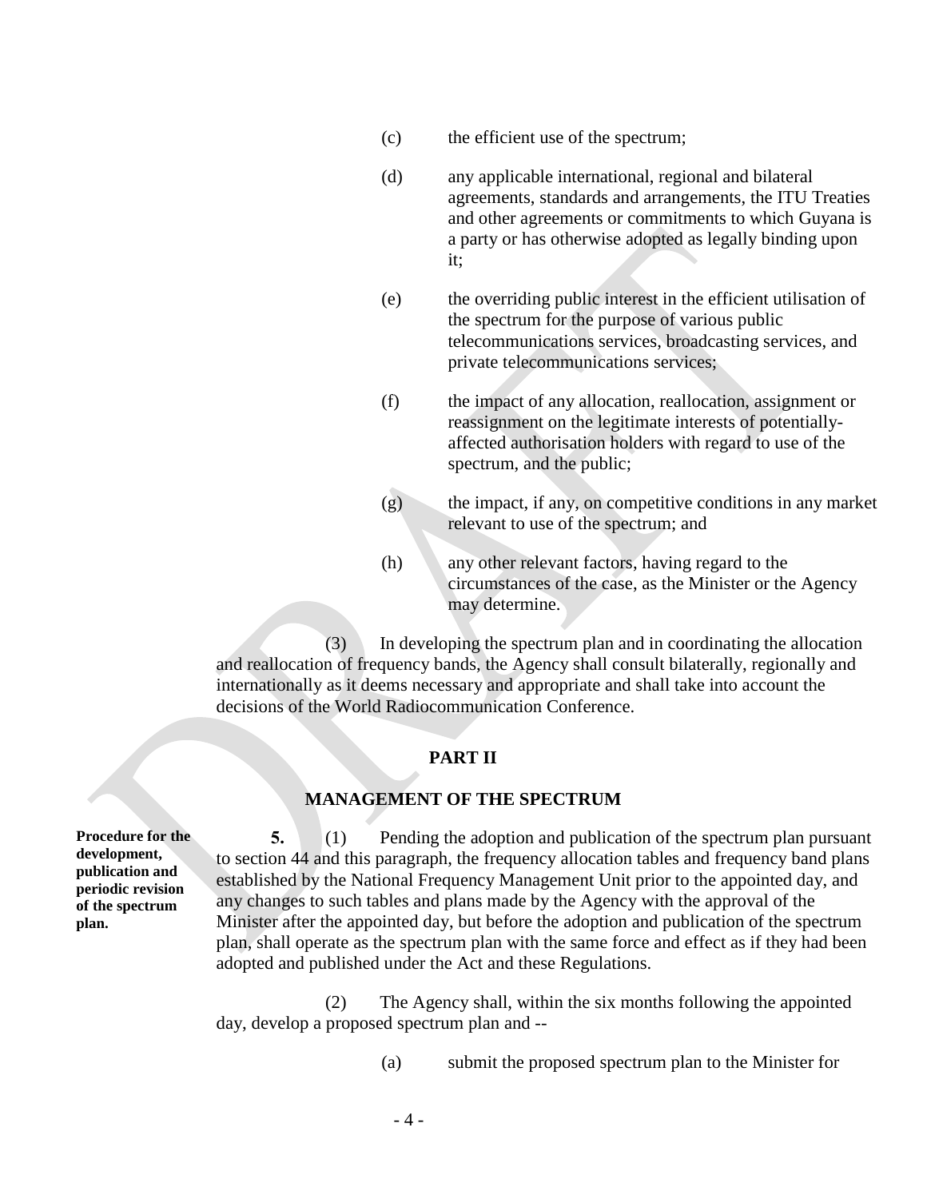(c) the efficient use of the spectrum;

(d) any applicable international, regional and bilateral agreements, standards and arrangements, the ITU Treaties and other agreements or commitments to which Guyana is a party or has otherwise adopted as legally binding upon it;

(e) the overriding public interest in the efficient utilisation of the spectrum for the purpose of various public telecommunications services, broadcasting services, and private telecommunications services;

(f) the impact of any allocation, reallocation, assignment or reassignment on the legitimate interests of potentially-affected authorisation holders with regard to use of the spectrum, and the public;

(g) the impact, if any, on competitive conditions in any market relevant to use of the spectrum; and

(h) any other relevant factors, having regard to the circumstances of the case, as the Minister or the Agency may determine.

(3) In developing the spectrum plan and in coordinating the allocation and reallocation of frequency bands, the Agency shall consult bilaterally, regionally and internationally as it deems necessary and appropriate and shall take into account the decisions of the World Radiocommunication Conference.

## PART II

## MANAGEMENT OF THE SPECTRUM

**Procedure for the development, publication and periodic revision of the spectrum plan.**

**5.** (1) Pending the adoption and publication of the spectrum plan pursuant to section 44 and this paragraph, the frequency allocation tables and frequency band plans established by the National Frequency Management Unit prior to the appointed day, and any changes to such tables and plans made by the Agency with the approval of the Minister after the appointed day, but before the adoption and publication of the spectrum plan, shall operate as the spectrum plan with the same force and effect as if they had been adopted and published under the Act and these Regulations.

(2) The Agency shall, within the six months following the appointed day, develop a proposed spectrum plan and --

(a) submit the proposed spectrum plan to the Minister for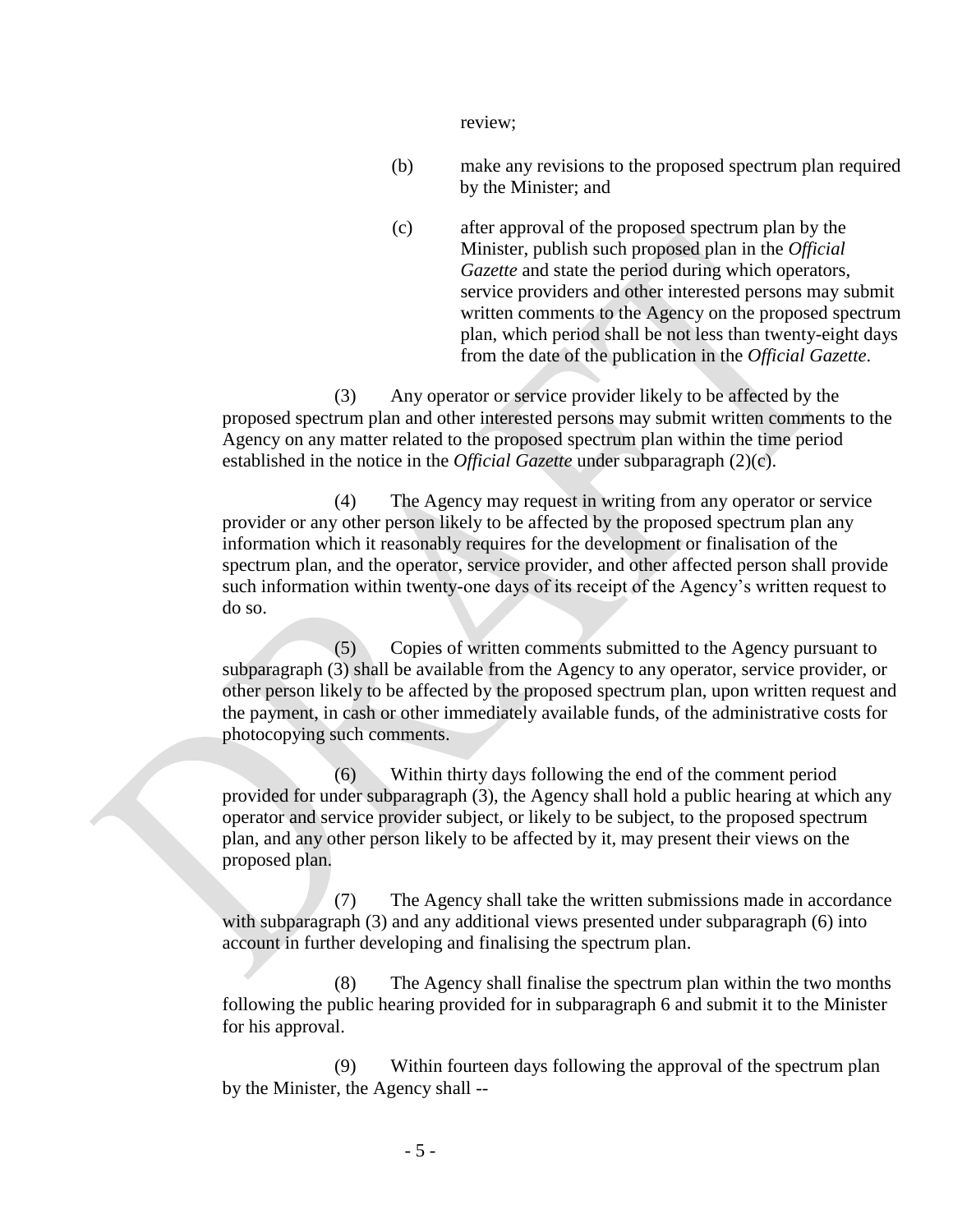review;

(b) make any revisions to the proposed spectrum plan required by the Minister; and

(c) after approval of the proposed spectrum plan by the Minister, publish such proposed plan in the *Official Gazette* and state the period during which operators, service providers and other interested persons may submit written comments to the Agency on the proposed spectrum plan, which period shall be not less than twenty-eight days from the date of the publication in the *Official Gazette*.

(3) Any operator or service provider likely to be affected by the proposed spectrum plan and other interested persons may submit written comments to the Agency on any matter related to the proposed spectrum plan within the time period established in the notice in the *Official Gazette* under subparagraph (2)(c).

(4) The Agency may request in writing from any operator or service provider or any other person likely to be affected by the proposed spectrum plan any information which it reasonably requires for the development or finalisation of the spectrum plan, and the operator, service provider, and other affected person shall provide such information within twenty-one days of its receipt of the Agency's written request to do so.

(5) Copies of written comments submitted to the Agency pursuant to subparagraph (3) shall be available from the Agency to any operator, service provider, or other person likely to be affected by the proposed spectrum plan, upon written request and the payment, in cash or other immediately available funds, of the administrative costs for photocopying such comments.

(6) Within thirty days following the end of the comment period provided for under subparagraph (3), the Agency shall hold a public hearing at which any operator and service provider subject, or likely to be subject, to the proposed spectrum plan, and any other person likely to be affected by it, may present their views on the proposed plan.

(7) The Agency shall take the written submissions made in accordance with subparagraph (3) and any additional views presented under subparagraph (6) into account in further developing and finalising the spectrum plan.

(8) The Agency shall finalise the spectrum plan within the two months following the public hearing provided for in subparagraph 6 and submit it to the Minister for his approval.

(9) Within fourteen days following the approval of the spectrum plan by the Minister, the Agency shall --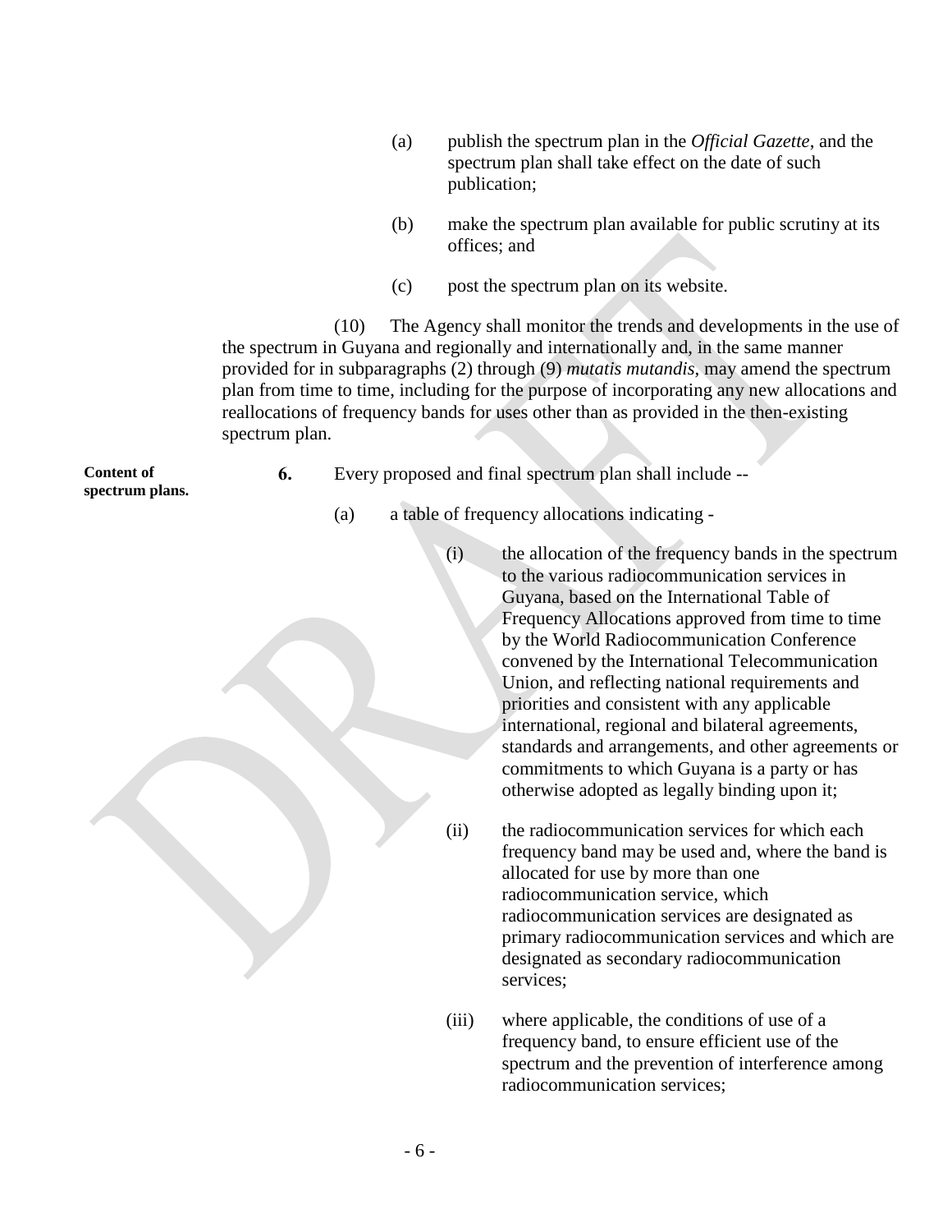(a) publish the spectrum plan in the *Official Gazette*, and the spectrum plan shall take effect on the date of such publication;

(b) make the spectrum plan available for public scrutiny at its offices; and

(c) post the spectrum plan on its website.

(10) The Agency shall monitor the trends and developments in the use of the spectrum in Guyana and regionally and internationally and, in the same manner provided for in subparagraphs (2) through (9) *mutatis mutandis*, may amend the spectrum plan from time to time, including for the purpose of incorporating any new allocations and reallocations of frequency bands for uses other than as provided in the then-existing spectrum plan.

**Content of spectrum plans.**

**6.** Every proposed and final spectrum plan shall include --

(a) a table of frequency allocations indicating -

(i) the allocation of the frequency bands in the spectrum to the various radiocommunication services in Guyana, based on the International Table of Frequency Allocations approved from time to time by the World Radiocommunication Conference convened by the International Telecommunication Union, and reflecting national requirements and priorities and consistent with any applicable international, regional and bilateral agreements, standards and arrangements, and other agreements or commitments to which Guyana is a party or has otherwise adopted as legally binding upon it;

(ii) the radiocommunication services for which each frequency band may be used and, where the band is allocated for use by more than one radiocommunication service, which radiocommunication services are designated as primary radiocommunication services and which are designated as secondary radiocommunication services;

(iii) where applicable, the conditions of use of a frequency band, to ensure efficient use of the spectrum and the prevention of interference among radiocommunication services;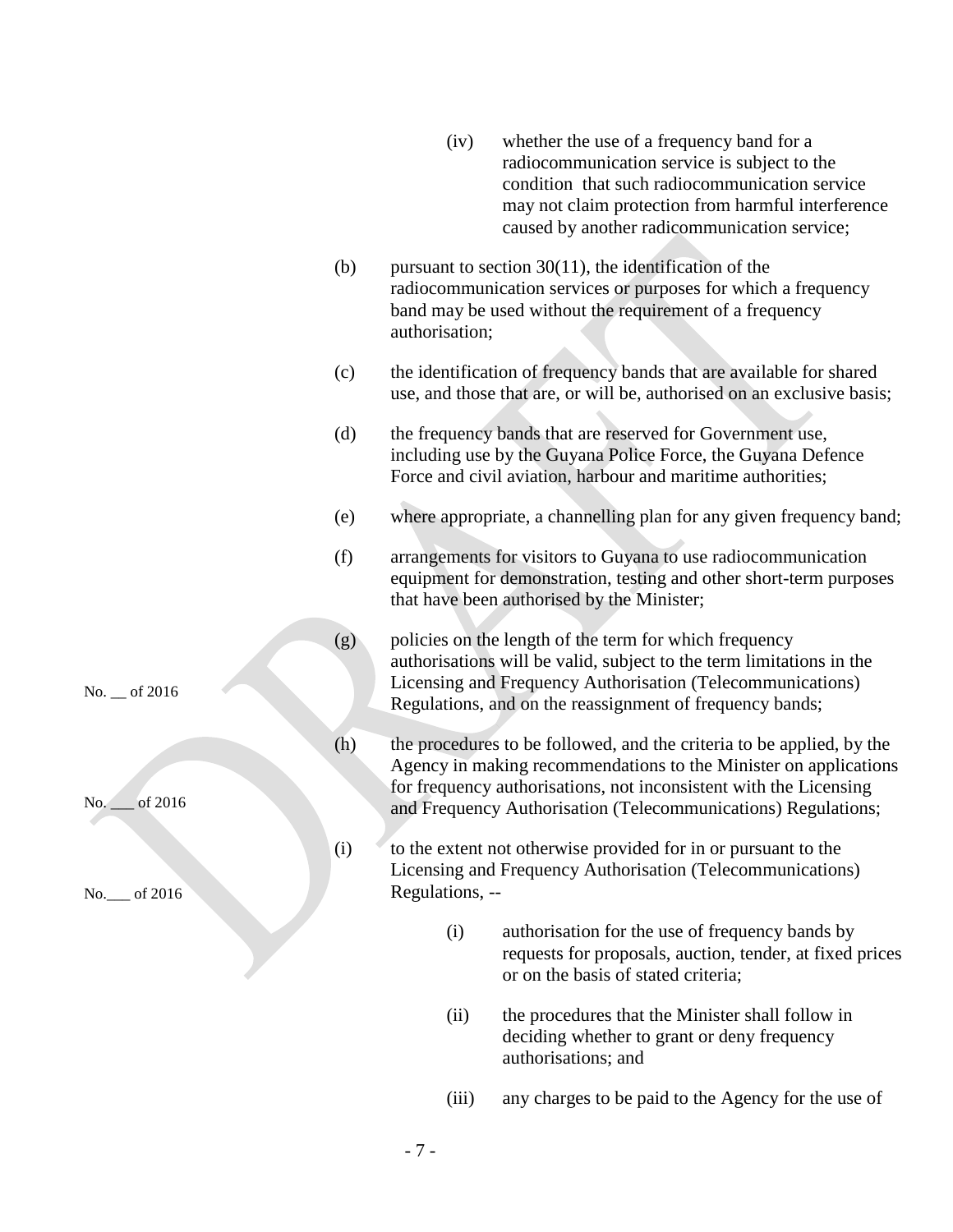(iv) whether the use of a frequency band for a radiocommunication service is subject to the condition that such radiocommunication service may not claim protection from harmful interference caused by another radicommunication service;

(b) pursuant to section 30(11), the identification of the radiocommunication services or purposes for which a frequency band may be used without the requirement of a frequency authorisation;

(c) the identification of frequency bands that are available for shared use, and those that are, or will be, authorised on an exclusive basis;

(d) the frequency bands that are reserved for Government use, including use by the Guyana Police Force, the Guyana Defence Force and civil aviation, harbour and maritime authorities;

(e) where appropriate, a channelling plan for any given frequency band;

(f) arrangements for visitors to Guyana to use radiocommunication equipment for demonstration, testing and other short-term purposes that have been authorised by the Minister;

No. __ of 2016

(g) policies on the length of the term for which frequency authorisations will be valid, subject to the term limitations in the Licensing and Frequency Authorisation (Telecommunications) Regulations, and on the reassignment of frequency bands;

No. ___ of 2016

(h) the procedures to be followed, and the criteria to be applied, by the Agency in making recommendations to the Minister on applications for frequency authorisations, not inconsistent with the Licensing and Frequency Authorisation (Telecommunications) Regulations;

No.___ of 2016

(i) to the extent not otherwise provided for in or pursuant to the Licensing and Frequency Authorisation (Telecommunications) Regulations, --

(i) authorisation for the use of frequency bands by requests for proposals, auction, tender, at fixed prices or on the basis of stated criteria;

(ii) the procedures that the Minister shall follow in deciding whether to grant or deny frequency authorisations; and

(iii) any charges to be paid to the Agency for the use of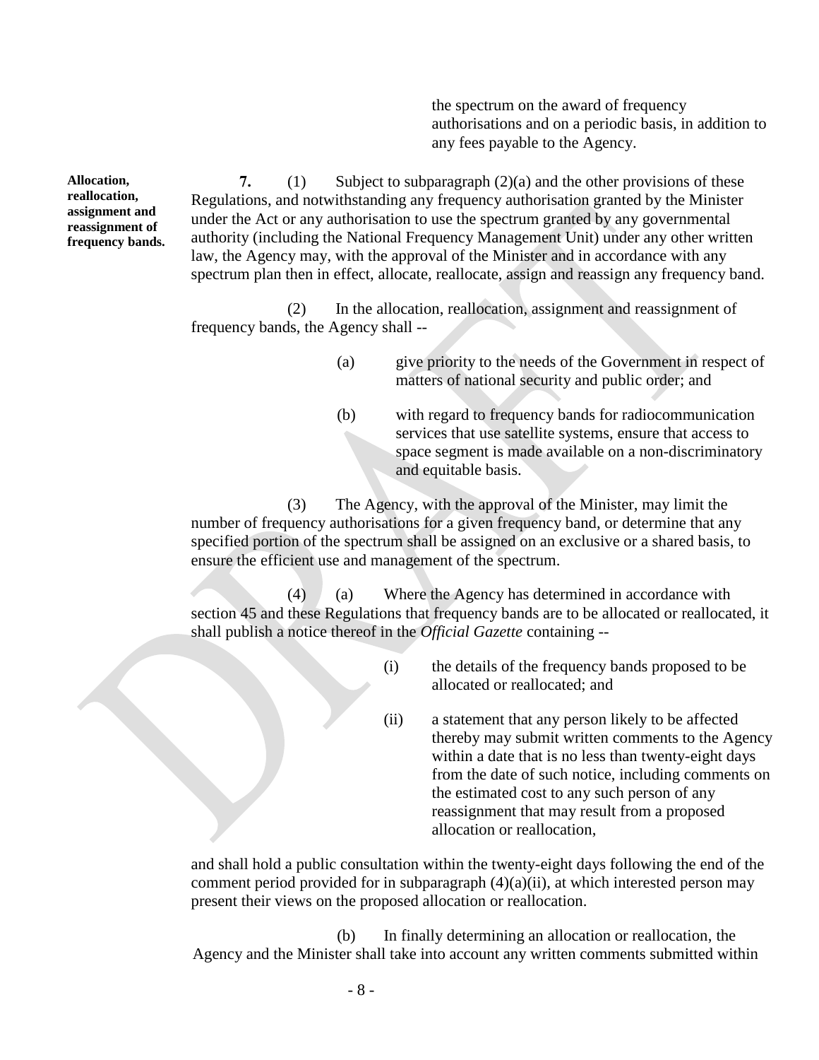the spectrum on the award of frequency authorisations and on a periodic basis, in addition to any fees payable to the Agency.

**Allocation, reallocation, assignment and reassignment of frequency bands.**

**7.** (1) Subject to subparagraph (2)(a) and the other provisions of these Regulations, and notwithstanding any frequency authorisation granted by the Minister under the Act or any authorisation to use the spectrum granted by any governmental authority (including the National Frequency Management Unit) under any other written law, the Agency may, with the approval of the Minister and in accordance with any spectrum plan then in effect, allocate, reallocate, assign and reassign any frequency band.

(2) In the allocation, reallocation, assignment and reassignment of frequency bands, the Agency shall --

(a) give priority to the needs of the Government in respect of matters of national security and public order; and

(b) with regard to frequency bands for radiocommunication services that use satellite systems, ensure that access to space segment is made available on a non-discriminatory and equitable basis.

(3) The Agency, with the approval of the Minister, may limit the number of frequency authorisations for a given frequency band, or determine that any specified portion of the spectrum shall be assigned on an exclusive or a shared basis, to ensure the efficient use and management of the spectrum.

(4) (a) Where the Agency has determined in accordance with section 45 and these Regulations that frequency bands are to be allocated or reallocated, it shall publish a notice thereof in the *Official Gazette* containing --

(i) the details of the frequency bands proposed to be allocated or reallocated; and

(ii) a statement that any person likely to be affected thereby may submit written comments to the Agency within a date that is no less than twenty-eight days from the date of such notice, including comments on the estimated cost to any such person of any reassignment that may result from a proposed allocation or reallocation,

and shall hold a public consultation within the twenty-eight days following the end of the comment period provided for in subparagraph (4)(a)(ii), at which interested person may present their views on the proposed allocation or reallocation.

(b) In finally determining an allocation or reallocation, the Agency and the Minister shall take into account any written comments submitted within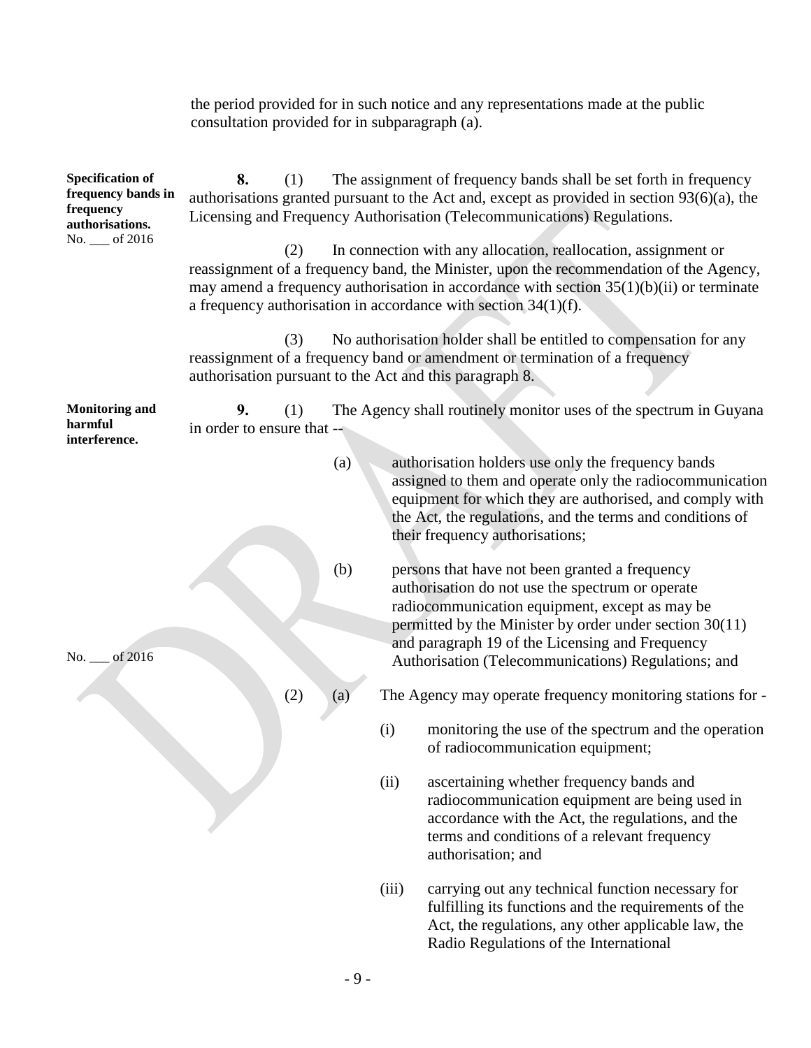the period provided for in such notice and any representations made at the public consultation provided for in subparagraph (a).

**Specification of frequency bands in frequency authorisations.**
No. ___ of 2016

**8.** (1) The assignment of frequency bands shall be set forth in frequency authorisations granted pursuant to the Act and, except as provided in section 93(6)(a), the Licensing and Frequency Authorisation (Telecommunications) Regulations.

(2) In connection with any allocation, reallocation, assignment or reassignment of a frequency band, the Minister, upon the recommendation of the Agency, may amend a frequency authorisation in accordance with section 35(1)(b)(ii) or terminate a frequency authorisation in accordance with section 34(1)(f).

(3) No authorisation holder shall be entitled to compensation for any reassignment of a frequency band or amendment or termination of a frequency authorisation pursuant to the Act and this paragraph 8.

**Monitoring and harmful interference.**

**9.** (1) The Agency shall routinely monitor uses of the spectrum in Guyana in order to ensure that --

(a) authorisation holders use only the frequency bands assigned to them and operate only the radiocommunication equipment for which they are authorised, and comply with the Act, the regulations, and the terms and conditions of their frequency authorisations;

(b) persons that have not been granted a frequency authorisation do not use the spectrum or operate radiocommunication equipment, except as may be permitted by the Minister by order under section 30(11) and paragraph 19 of the Licensing and Frequency Authorisation (Telecommunications) Regulations; and

No. ___ of 2016

(2) (a) The Agency may operate frequency monitoring stations for -

(i) monitoring the use of the spectrum and the operation of radiocommunication equipment;

(ii) ascertaining whether frequency bands and radiocommunication equipment are being used in accordance with the Act, the regulations, and the terms and conditions of a relevant frequency authorisation; and

(iii) carrying out any technical function necessary for fulfilling its functions and the requirements of the Act, the regulations, any other applicable law, the Radio Regulations of the International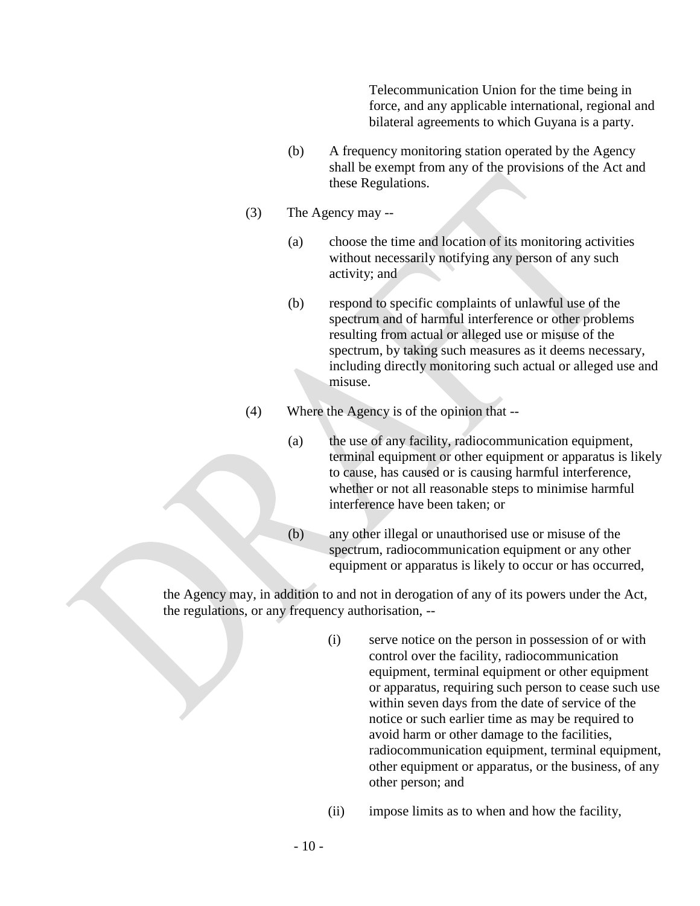Telecommunication Union for the time being in force, and any applicable international, regional and bilateral agreements to which Guyana is a party.

(b) A frequency monitoring station operated by the Agency shall be exempt from any of the provisions of the Act and these Regulations.

(3) The Agency may --

(a) choose the time and location of its monitoring activities without necessarily notifying any person of any such activity; and

(b) respond to specific complaints of unlawful use of the spectrum and of harmful interference or other problems resulting from actual or alleged use or misuse of the spectrum, by taking such measures as it deems necessary, including directly monitoring such actual or alleged use and misuse.

(4) Where the Agency is of the opinion that --

(a) the use of any facility, radiocommunication equipment, terminal equipment or other equipment or apparatus is likely to cause, has caused or is causing harmful interference, whether or not all reasonable steps to minimise harmful interference have been taken; or

(b) any other illegal or unauthorised use or misuse of the spectrum, radiocommunication equipment or any other equipment or apparatus is likely to occur or has occurred,

the Agency may, in addition to and not in derogation of any of its powers under the Act, the regulations, or any frequency authorisation, --

(i) serve notice on the person in possession of or with control over the facility, radiocommunication equipment, terminal equipment or other equipment or apparatus, requiring such person to cease such use within seven days from the date of service of the notice or such earlier time as may be required to avoid harm or other damage to the facilities, radiocommunication equipment, terminal equipment, other equipment or apparatus, or the business, of any other person; and

(ii) impose limits as to when and how the facility,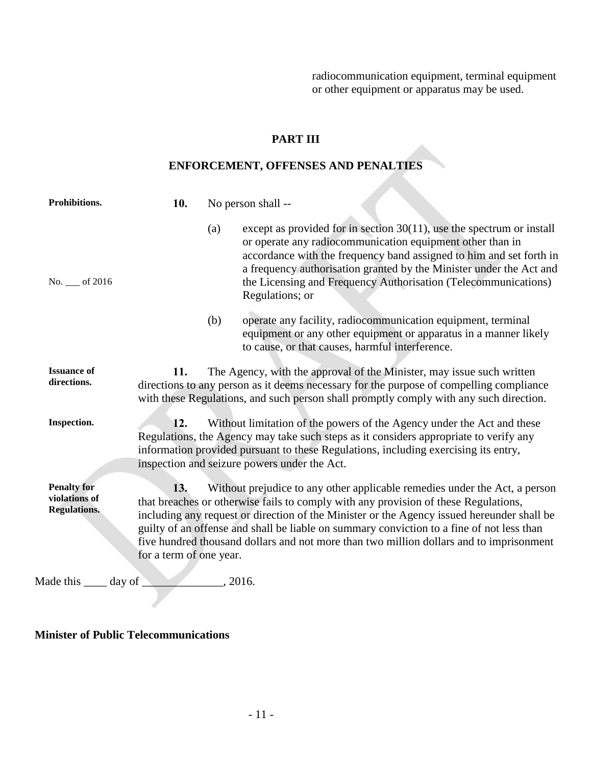radiocommunication equipment, terminal equipment or other equipment or apparatus may be used.

## PART III

## ENFORCEMENT, OFFENSES AND PENALTIES

**Prohibitions.**

**10.** No person shall --

(a) except as provided for in section 30(11), use the spectrum or install or operate any radiocommunication equipment other than in accordance with the frequency band assigned to him and set forth in a frequency authorisation granted by the Minister under the Act and the Licensing and Frequency Authorisation (Telecommunications) Regulations; or

No. ___ of 2016

(b) operate any facility, radiocommunication equipment, terminal equipment or any other equipment or apparatus in a manner likely to cause, or that causes, harmful interference.

**Issuance of directions.**

**11.** The Agency, with the approval of the Minister, may issue such written directions to any person as it deems necessary for the purpose of compelling compliance with these Regulations, and such person shall promptly comply with any such direction.

**Inspection.**

**12.** Without limitation of the powers of the Agency under the Act and these Regulations, the Agency may take such steps as it considers appropriate to verify any information provided pursuant to these Regulations, including exercising its entry, inspection and seizure powers under the Act.

**Penalty for violations of Regulations.**

**13.** Without prejudice to any other applicable remedies under the Act, a person that breaches or otherwise fails to comply with any provision of these Regulations, including any request or direction of the Minister or the Agency issued hereunder shall be guilty of an offense and shall be liable on summary conviction to a fine of not less than five hundred thousand dollars and not more than two million dollars and to imprisonment for a term of one year.

Made this ____ day of ______________, 2016.

**Minister of Public Telecommunications**